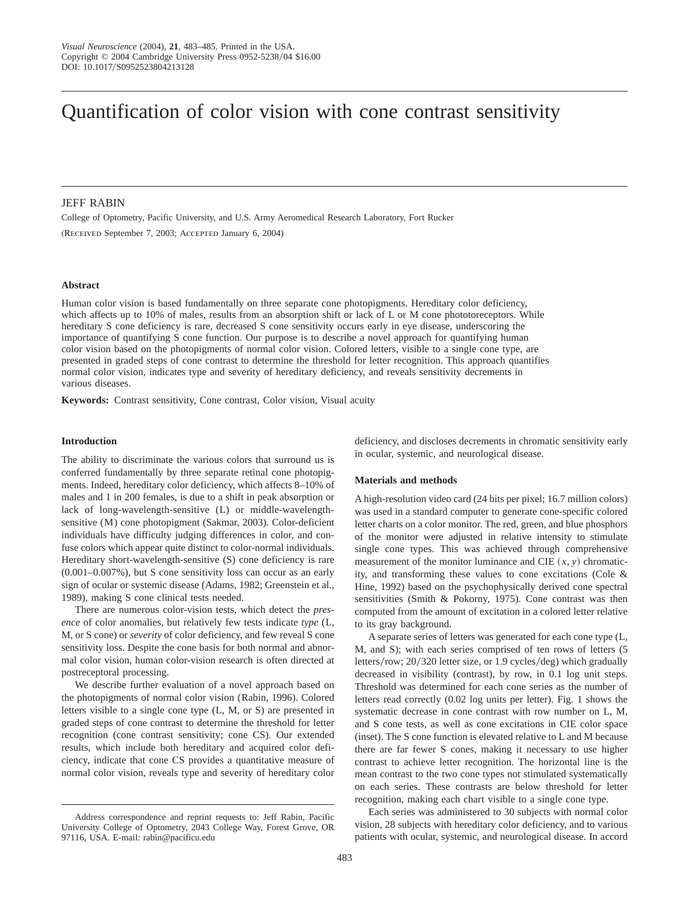# Quantification of color vision with cone contrast sensitivity

JEFF RABIN

College of Optometry, Pacific University, and U.S. Army Aeromedical Research Laboratory, Fort Rucker

(Received September 7, 2003; Accepted January 6, 2004)

### Abstract

Human color vision is based fundamentally on three separate cone photopigments. Hereditary color deficiency, which affects up to 10% of males, results from an absorption shift or lack of L or M cone phototoreceptors. While hereditary S cone deficiency is rare, decreased S cone sensitivity occurs early in eye disease, underscoring the importance of quantifying S cone function. Our purpose is to describe a novel approach for quantifying human color vision based on the photopigments of normal color vision. Colored letters, visible to a single cone type, are presented in graded steps of cone contrast to determine the threshold for letter recognition. This approach quantifies normal color vision, indicates type and severity of hereditary deficiency, and reveals sensitivity decrements in various diseases.

**Keywords:** Contrast sensitivity, Cone contrast, Color vision, Visual acuity

### Introduction

The ability to discriminate the various colors that surround us is conferred fundamentally by three separate retinal cone photopigments. Indeed, hereditary color deficiency, which affects 8–10% of males and 1 in 200 females, is due to a shift in peak absorption or lack of long-wavelength-sensitive (L) or middle-wavelength-sensitive (M) cone photopigment (Sakmar, 2003). Color-deficient individuals have difficulty judging differences in color, and confuse colors which appear quite distinct to color-normal individuals. Hereditary short-wavelength-sensitive (S) cone deficiency is rare (0.001–0.007%), but S cone sensitivity loss can occur as an early sign of ocular or systemic disease (Adams, 1982; Greenstein et al., 1989), making S cone clinical tests needed.

There are numerous color-vision tests, which detect the *presence* of color anomalies, but relatively few tests indicate *type* (L, M, or S cone) or *severity* of color deficiency, and few reveal S cone sensitivity loss. Despite the cone basis for both normal and abnormal color vision, human color-vision research is often directed at postreceptoral processing.

We describe further evaluation of a novel approach based on the photopigments of normal color vision (Rabin, 1996). Colored letters visible to a single cone type (L, M, or S) are presented in graded steps of cone contrast to determine the threshold for letter recognition (cone contrast sensitivity; cone CS). Our extended results, which include both hereditary and acquired color deficiency, indicate that cone CS provides a quantitative measure of normal color vision, reveals type and severity of hereditary color deficiency, and discloses decrements in chromatic sensitivity early in ocular, systemic, and neurological disease.

### Materials and methods

A high-resolution video card (24 bits per pixel; 16.7 million colors) was used in a standard computer to generate cone-specific colored letter charts on a color monitor. The red, green, and blue phosphors of the monitor were adjusted in relative intensity to stimulate single cone types. This was achieved through comprehensive measurement of the monitor luminance and CIE $(x, y)$ chromaticity, and transforming these values to cone excitations (Cole & Hine, 1992) based on the psychophysically derived cone spectral sensitivities (Smith & Pokorny, 1975). Cone contrast was then computed from the amount of excitation in a colored letter relative to its gray background.

A separate series of letters was generated for each cone type (L, M, and S); with each series comprised of ten rows of letters (5 letters/row; 20/320 letter size, or 1.9 cycles/deg) which gradually decreased in visibility (contrast), by row, in 0.1 log unit steps. Threshold was determined for each cone series as the number of letters read correctly (0.02 log units per letter). Fig. 1 shows the systematic decrease in cone contrast with row number on L, M, and S cone tests, as well as cone excitations in CIE color space (inset). The S cone function is elevated relative to L and M because there are far fewer S cones, making it necessary to use higher contrast to achieve letter recognition. The horizontal line is the mean contrast to the two cone types not stimulated systematically on each series. These contrasts are below threshold for letter recognition, making each chart visible to a single cone type.

Each series was administered to 30 subjects with normal color vision, 28 subjects with hereditary color deficiency, and to various patients with ocular, systemic, and neurological disease. In accord

Address correspondence and reprint requests to: Jeff Rabin, Pacific University College of Optometry, 2043 College Way, Forest Grove, OR 97116, USA. E-mail: rabin@pacificu.edu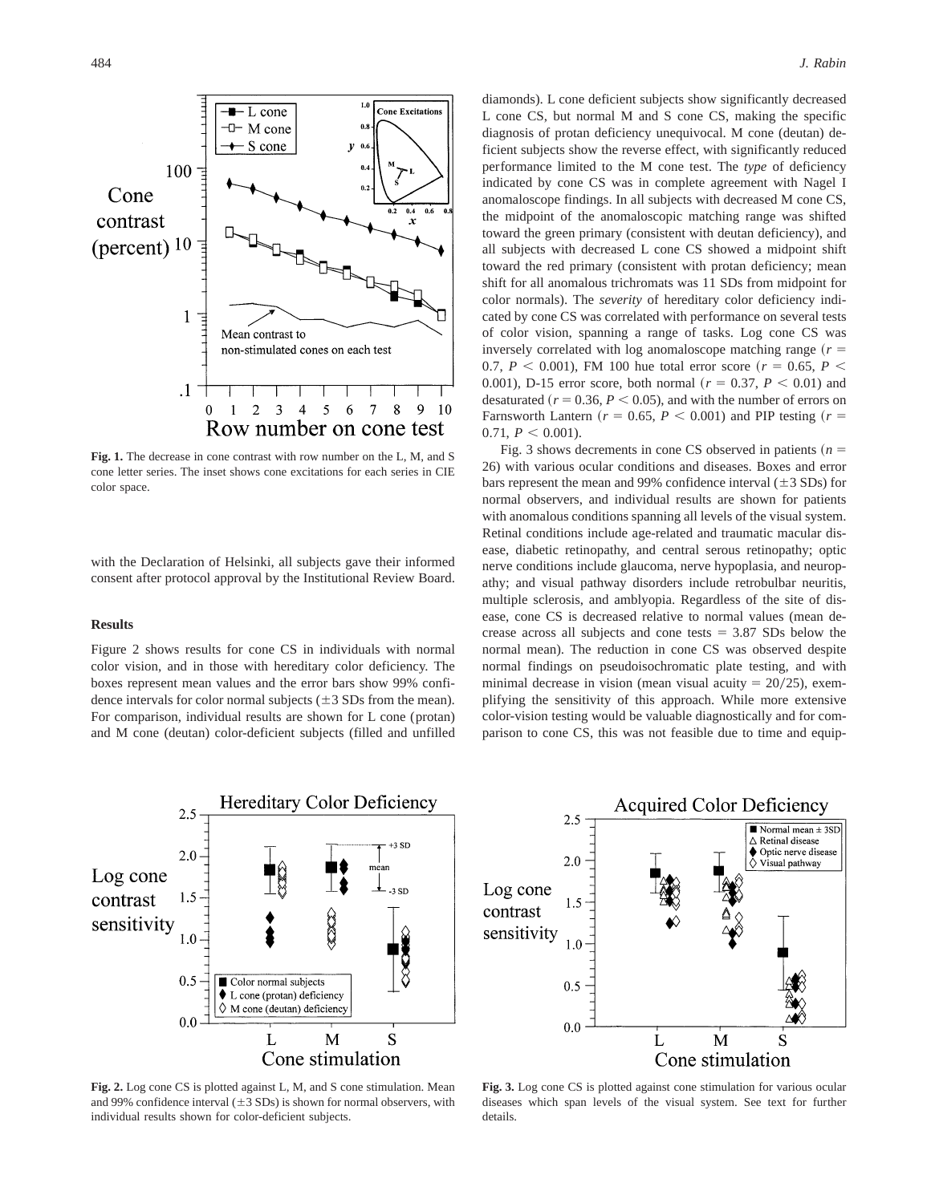**Fig. 1.** The decrease in cone contrast with row number on the L, M, and S cone letter series. The inset shows cone excitations for each series in CIE color space.

with the Declaration of Helsinki, all subjects gave their informed consent after protocol approval by the Institutional Review Board.

### Results

Figure 2 shows results for cone CS in individuals with normal color vision, and in those with hereditary color deficiency. The boxes represent mean values and the error bars show 99% confidence intervals for color normal subjects ($\pm$3 SDs from the mean). For comparison, individual results are shown for L cone (protan) and M cone (deutan) color-deficient subjects (filled and unfilled diamonds). L cone deficient subjects show significantly decreased L cone CS, but normal M and S cone CS, making the specific diagnosis of protan deficiency unequivocal. M cone (deutan) deficient subjects show the reverse effect, with significantly reduced performance limited to the M cone test. The *type* of deficiency indicated by cone CS was in complete agreement with Nagel I anomaloscope findings. In all subjects with decreased M cone CS, the midpoint of the anomaloscopic matching range was shifted toward the green primary (consistent with deutan deficiency), and all subjects with decreased L cone CS showed a midpoint shift toward the red primary (consistent with protan deficiency; mean shift for all anomalous trichromats was 11 SDs from midpoint for color normals). The *severity* of hereditary color deficiency indicated by cone CS was correlated with performance on several tests of color vision, spanning a range of tasks. Log cone CS was inversely correlated with log anomaloscope matching range ($r$ = 0.7, $P$ < 0.001), FM 100 hue total error score ($r$ = 0.65, $P$ < 0.001), D-15 error score, both normal ($r$ = 0.37, $P$ < 0.01) and desaturated ($r$ = 0.36, $P$ < 0.05), and with the number of errors on Farnsworth Lantern ($r$ = 0.65, $P$ < 0.001) and PIP testing ($r$ = 0.71, $P$ < 0.001).

Fig. 3 shows decrements in cone CS observed in patients ($n$ = 26) with various ocular conditions and diseases. Boxes and error bars represent the mean and 99% confidence interval ($\pm$3 SDs) for normal observers, and individual results are shown for patients with anomalous conditions spanning all levels of the visual system. Retinal conditions include age-related and traumatic macular disease, diabetic retinopathy, and central serous retinopathy; optic nerve conditions include glaucoma, nerve hypoplasia, and neuropathy; and visual pathway disorders include retrobulbar neuritis, multiple sclerosis, and amblyopia. Regardless of the site of disease, cone CS is decreased relative to normal values (mean decrease across all subjects and cone tests = 3.87 SDs below the normal mean). The reduction in cone CS was observed despite normal findings on pseudoisochromatic plate testing, and with minimal decrease in vision (mean visual acuity = 20/25), exemplifying the sensitivity of this approach. While more extensive color-vision testing would be valuable diagnostically and for comparison to cone CS, this was not feasible due to time and equip-

**Fig. 2.** Log cone CS is plotted against L, M, and S cone stimulation. Mean and 99% confidence interval ($\pm$3 SDs) is shown for normal observers, with individual results shown for color-deficient subjects.

**Fig. 3.** Log cone CS is plotted against cone stimulation for various ocular diseases which span levels of the visual system. See text for further details.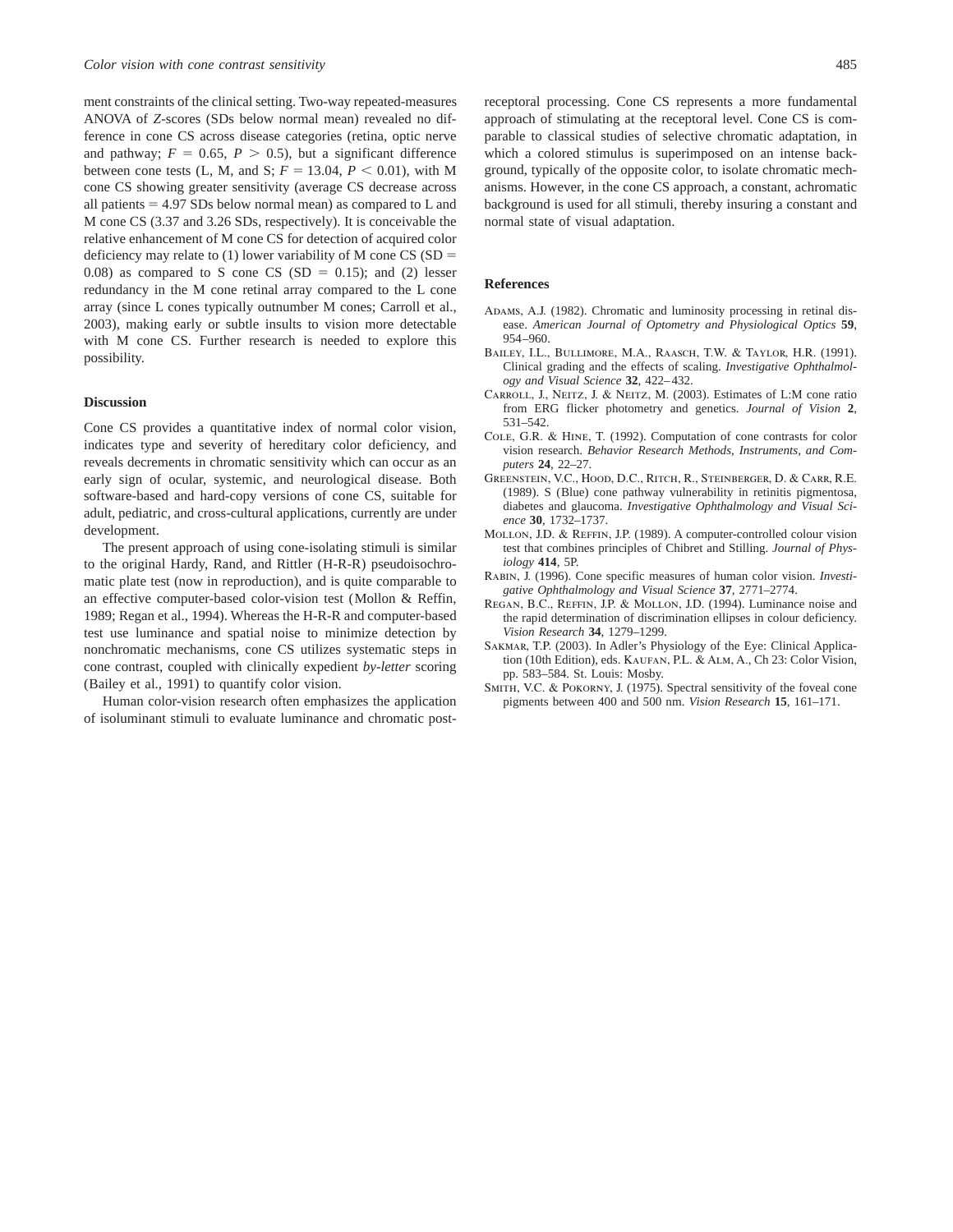ment constraints of the clinical setting. Two-way repeated-measures ANOVA of *Z*-scores (SDs below normal mean) revealed no difference in cone CS across disease categories (retina, optic nerve and pathway; $F = 0.65$, $P > 0.5$), but a significant difference between cone tests (L, M, and S; $F = 13.04$, $P < 0.01$), with M cone CS showing greater sensitivity (average CS decrease across all patients = 4.97 SDs below normal mean) as compared to L and M cone CS (3.37 and 3.26 SDs, respectively). It is conceivable the relative enhancement of M cone CS for detection of acquired color deficiency may relate to (1) lower variability of M cone CS (SD = 0.08) as compared to S cone CS (SD = 0.15); and (2) lesser redundancy in the M cone retinal array compared to the L cone array (since L cones typically outnumber M cones; Carroll et al., 2003), making early or subtle insults to vision more detectable with M cone CS. Further research is needed to explore this possibility.

## Discussion

Cone CS provides a quantitative index of normal color vision, indicates type and severity of hereditary color deficiency, and reveals decrements in chromatic sensitivity which can occur as an early sign of ocular, systemic, and neurological disease. Both software-based and hard-copy versions of cone CS, suitable for adult, pediatric, and cross-cultural applications, currently are under development.

The present approach of using cone-isolating stimuli is similar to the original Hardy, Rand, and Rittler (H-R-R) pseudoisochromatic plate test (now in reproduction), and is quite comparable to an effective computer-based color-vision test (Mollon & Reffin, 1989; Regan et al., 1994). Whereas the H-R-R and computer-based test use luminance and spatial noise to minimize detection by nonchromatic mechanisms, cone CS utilizes systematic steps in cone contrast, coupled with clinically expedient *by-letter* scoring (Bailey et al., 1991) to quantify color vision.

Human color-vision research often emphasizes the application of isoluminant stimuli to evaluate luminance and chromatic post-receptoral processing. Cone CS represents a more fundamental approach of stimulating at the receptoral level. Cone CS is comparable to classical studies of selective chromatic adaptation, in which a colored stimulus is superimposed on an intense background, typically of the opposite color, to isolate chromatic mechanisms. However, in the cone CS approach, a constant, achromatic background is used for all stimuli, thereby insuring a constant and normal state of visual adaptation.

## References

Adams, A.J. (1982). Chromatic and luminosity processing in retinal disease. *American Journal of Optometry and Physiological Optics* **59**, 954–960.

Bailey, I.L., Bullimore, M.A., Raasch, T.W. & Taylor, H.R. (1991). Clinical grading and the effects of scaling. *Investigative Ophthalmology and Visual Science* **32**, 422–432.

Carroll, J., Neitz, J. & Neitz, M. (2003). Estimates of L:M cone ratio from ERG flicker photometry and genetics. *Journal of Vision* **2**, 531–542.

Cole, G.R. & Hine, T. (1992). Computation of cone contrasts for color vision research. *Behavior Research Methods, Instruments, and Computers* **24**, 22–27.

Greenstein, V.C., Hood, D.C., Ritch, R., Steinberger, D. & Carr, R.E. (1989). S (Blue) cone pathway vulnerability in retinitis pigmentosa, diabetes and glaucoma. *Investigative Ophthalmology and Visual Science* **30**, 1732–1737.

Mollon, J.D. & Reffin, J.P. (1989). A computer-controlled colour vision test that combines principles of Chibret and Stilling. *Journal of Physiology* **414**, 5P.

Rabin, J. (1996). Cone specific measures of human color vision. *Investigative Ophthalmology and Visual Science* **37**, 2771–2774.

Regan, B.C., Reffin, J.P. & Mollon, J.D. (1994). Luminance noise and the rapid determination of discrimination ellipses in colour deficiency. *Vision Research* **34**, 1279–1299.

Sakmar, T.P. (2003). In Adler's Physiology of the Eye: Clinical Application (10th Edition), eds. Kaufan, P.L. & Alm, A., Ch 23: Color Vision, pp. 583–584. St. Louis: Mosby.

Smith, V.C. & Pokorny, J. (1975). Spectral sensitivity of the foveal cone pigments between 400 and 500 nm. *Vision Research* **15**, 161–171.